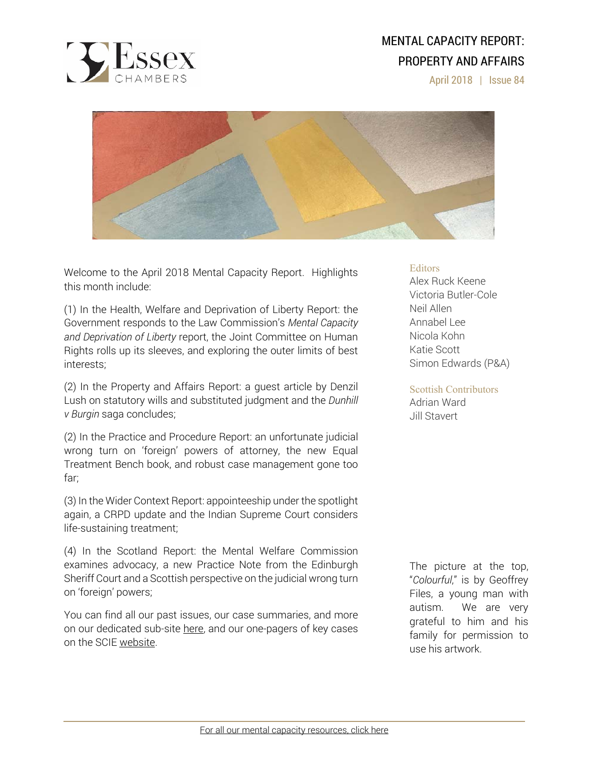# MENTAL CAPACITY REPORT: PROPERTY AND AFFAIRS

April 2018 | Issue 84

Welcome to the April 2018 Mental Capacity Report. Highlights this month include:

(1) In the Health, Welfare and Deprivation of Liberty Report: the Government responds to the Law Commission's *Mental Capacity and Deprivation of Liberty* report, the Joint Committee on Human Rights rolls up its sleeves, and exploring the outer limits of best interests;

(2) In the Property and Affairs Report: a guest article by Denzil Lush on statutory wills and substituted judgment and the *Dunhill v Burgin* saga concludes;

(2) In the Practice and Procedure Report: an unfortunate judicial wrong turn on 'foreign' powers of attorney, the new Equal Treatment Bench book, and robust case management gone too far;

(3) In the Wider Context Report: appointeeship under the spotlight again, a CRPD update and the Indian Supreme Court considers life-sustaining treatment;

(4) In the Scotland Report: the Mental Welfare Commission examines advocacy, a new Practice Note from the Edinburgh Sheriff Court and a Scottish perspective on the judicial wrong turn on 'foreign' powers;

You can find all our past issues, our case summaries, and more on our dedicated sub-site here, and our one-pagers of key cases on the SCIE website.

**Editors**
Alex Ruck Keene
Victoria Butler-Cole
Neil Allen
Annabel Lee
Nicola Kohn
Katie Scott
Simon Edwards (P&A)

**Scottish Contributors**
Adrian Ward
Jill Stavert

The picture at the top, "*Colourful*," is by Geoffrey Files, a young man with autism. We are very grateful to him and his family for permission to use his artwork.

For all our mental capacity resources, click here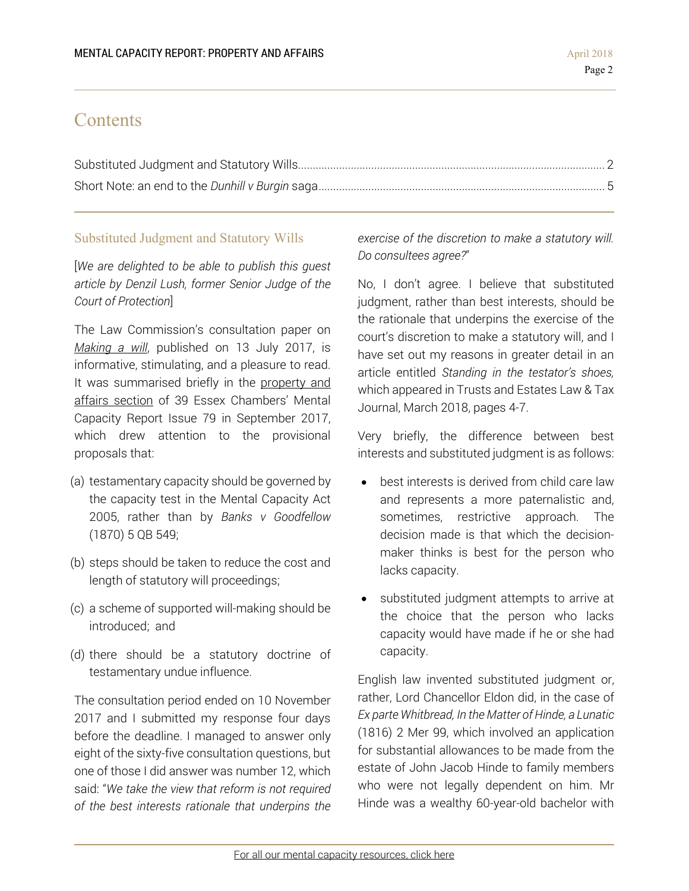## Contents

Substituted Judgment and Statutory Wills........ 2
Short Note: an end to the *Dunhill v Burgin* saga........ 5

## Substituted Judgment and Statutory Wills

[*We are delighted to be able to publish this guest article by Denzil Lush, former Senior Judge of the Court of Protection*]

The Law Commission's consultation paper on Making a will, published on 13 July 2017, is informative, stimulating, and a pleasure to read. It was summarised briefly in the property and affairs section of 39 Essex Chambers' Mental Capacity Report Issue 79 in September 2017, which drew attention to the provisional proposals that:

(a) testamentary capacity should be governed by the capacity test in the Mental Capacity Act 2005, rather than by *Banks v Goodfellow* (1870) 5 QB 549;

(b) steps should be taken to reduce the cost and length of statutory will proceedings;

(c) a scheme of supported will-making should be introduced; and

(d) there should be a statutory doctrine of testamentary undue influence.

The consultation period ended on 10 November 2017 and I submitted my response four days before the deadline. I managed to answer only eight of the sixty-five consultation questions, but one of those I did answer was number 12, which said: "*We take the view that reform is not required of the best interests rationale that underpins the exercise of the discretion to make a statutory will. Do consultees agree?*"

No, I don't agree. I believe that substituted judgment, rather than best interests, should be the rationale that underpins the exercise of the court's discretion to make a statutory will, and I have set out my reasons in greater detail in an article entitled *Standing in the testator's shoes,* which appeared in Trusts and Estates Law & Tax Journal, March 2018, pages 4-7.

Very briefly, the difference between best interests and substituted judgment is as follows:

- best interests is derived from child care law and represents a more paternalistic and, sometimes, restrictive approach. The decision made is that which the decision-maker thinks is best for the person who lacks capacity.
- substituted judgment attempts to arrive at the choice that the person who lacks capacity would have made if he or she had capacity.

English law invented substituted judgment or, rather, Lord Chancellor Eldon did, in the case of *Ex parte Whitbread, In the Matter of Hinde, a Lunatic* (1816) 2 Mer 99, which involved an application for substantial allowances to be made from the estate of John Jacob Hinde to family members who were not legally dependent on him. Mr Hinde was a wealthy 60-year-old bachelor with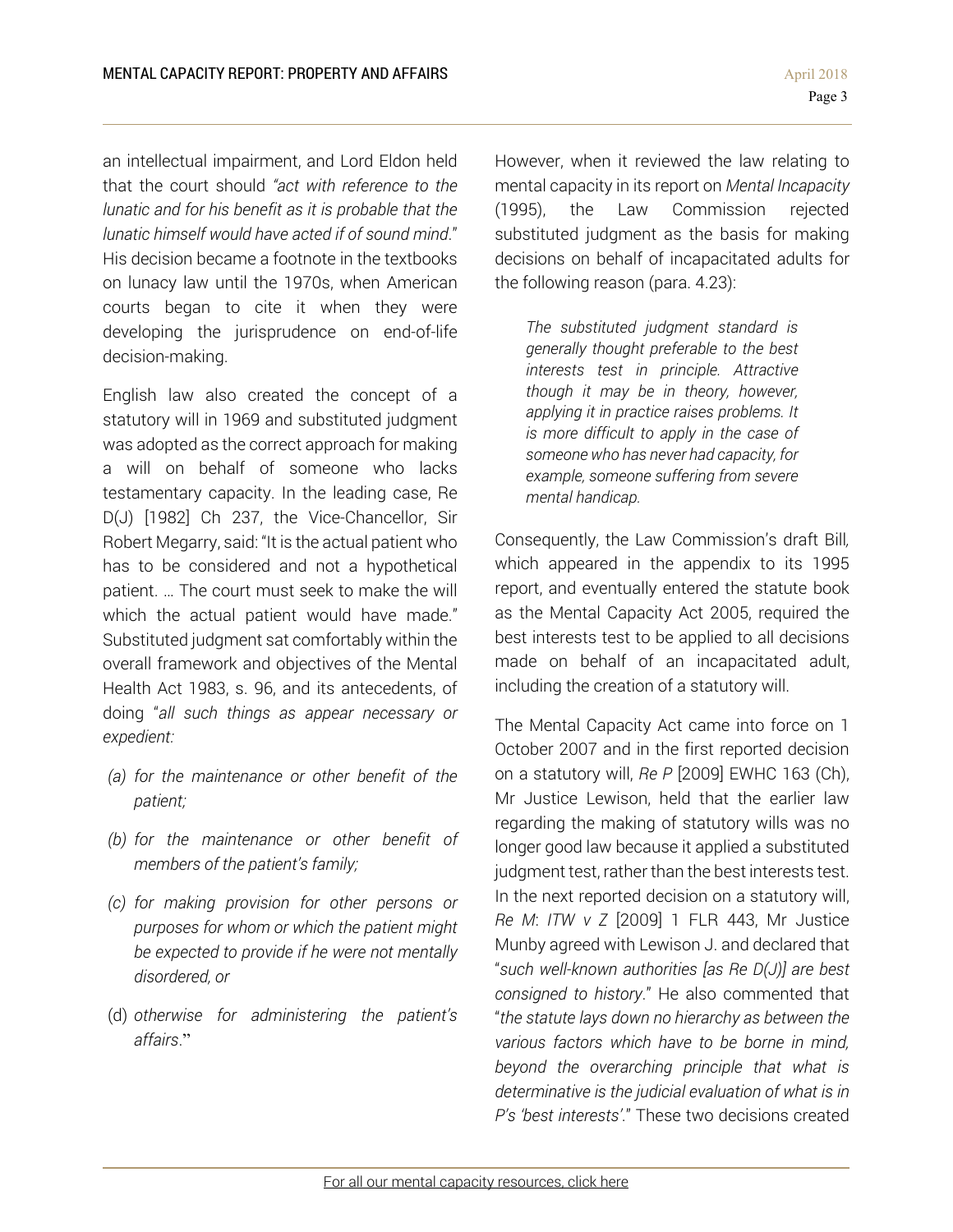an intellectual impairment, and Lord Eldon held that the court should *"act with reference to the lunatic and for his benefit as it is probable that the lunatic himself would have acted if of sound mind*." His decision became a footnote in the textbooks on lunacy law until the 1970s, when American courts began to cite it when they were developing the jurisprudence on end-of-life decision-making.

English law also created the concept of a statutory will in 1969 and substituted judgment was adopted as the correct approach for making a will on behalf of someone who lacks testamentary capacity. In the leading case, Re D(J) [1982] Ch 237, the Vice-Chancellor, Sir Robert Megarry, said: "It is the actual patient who has to be considered and not a hypothetical patient. … The court must seek to make the will which the actual patient would have made." Substituted judgment sat comfortably within the overall framework and objectives of the Mental Health Act 1983, s. 96, and its antecedents, of doing "*all such things as appear necessary or expedient:*

*(a) for the maintenance or other benefit of the patient;*

*(b) for the maintenance or other benefit of members of the patient's family;*

*(c) for making provision for other persons or purposes for whom or which the patient might be expected to provide if he were not mentally disordered, or*

(d) *otherwise for administering the patient's affairs*."

However, when it reviewed the law relating to mental capacity in its report on *Mental Incapacity* (1995), the Law Commission rejected substituted judgment as the basis for making decisions on behalf of incapacitated adults for the following reason (para. 4.23):

> *The substituted judgment standard is generally thought preferable to the best interests test in principle. Attractive though it may be in theory, however, applying it in practice raises problems. It is more difficult to apply in the case of someone who has never had capacity, for example, someone suffering from severe mental handicap.*

Consequently, the Law Commission's draft Bill, which appeared in the appendix to its 1995 report, and eventually entered the statute book as the Mental Capacity Act 2005, required the best interests test to be applied to all decisions made on behalf of an incapacitated adult, including the creation of a statutory will.

The Mental Capacity Act came into force on 1 October 2007 and in the first reported decision on a statutory will, *Re P* [2009] EWHC 163 (Ch), Mr Justice Lewison, held that the earlier law regarding the making of statutory wills was no longer good law because it applied a substituted judgment test, rather than the best interests test. In the next reported decision on a statutory will, *Re M*: *ITW v Z* [2009] 1 FLR 443, Mr Justice Munby agreed with Lewison J. and declared that "*such well-known authorities [as Re D(J)] are best consigned to history*." He also commented that "*the statute lays down no hierarchy as between the various factors which have to be borne in mind, beyond the overarching principle that what is determinative is the judicial evaluation of what is in P's 'best interests'*." These two decisions created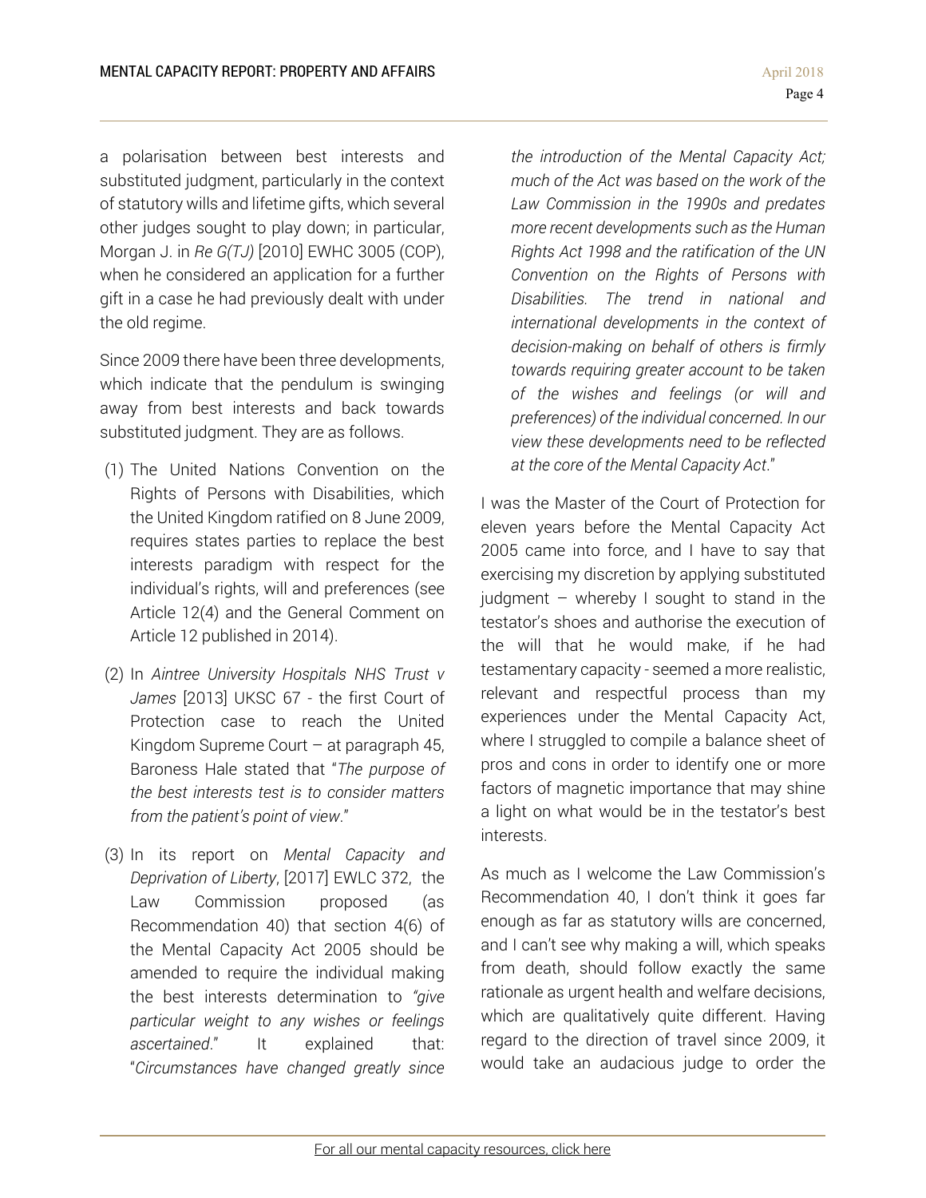a polarisation between best interests and substituted judgment, particularly in the context of statutory wills and lifetime gifts, which several other judges sought to play down; in particular, Morgan J. in *Re G(TJ)* [2010] EWHC 3005 (COP), when he considered an application for a further gift in a case he had previously dealt with under the old regime.

Since 2009 there have been three developments, which indicate that the pendulum is swinging away from best interests and back towards substituted judgment. They are as follows.

(1) The United Nations Convention on the Rights of Persons with Disabilities, which the United Kingdom ratified on 8 June 2009, requires states parties to replace the best interests paradigm with respect for the individual's rights, will and preferences (see Article 12(4) and the General Comment on Article 12 published in 2014).

(2) In *Aintree University Hospitals NHS Trust v James* [2013] UKSC 67 - the first Court of Protection case to reach the United Kingdom Supreme Court – at paragraph 45, Baroness Hale stated that "*The purpose of the best interests test is to consider matters from the patient's point of view*."

(3) In its report on *Mental Capacity and Deprivation of Liberty*, [2017] EWLC 372, the Law Commission proposed (as Recommendation 40) that section 4(6) of the Mental Capacity Act 2005 should be amended to require the individual making the best interests determination to *"give particular weight to any wishes or feelings ascertained*." It explained that: "*Circumstances have changed greatly since the introduction of the Mental Capacity Act; much of the Act was based on the work of the Law Commission in the 1990s and predates more recent developments such as the Human Rights Act 1998 and the ratification of the UN Convention on the Rights of Persons with Disabilities. The trend in national and international developments in the context of decision-making on behalf of others is firmly towards requiring greater account to be taken of the wishes and feelings (or will and preferences) of the individual concerned. In our view these developments need to be reflected at the core of the Mental Capacity Act*."

I was the Master of the Court of Protection for eleven years before the Mental Capacity Act 2005 came into force, and I have to say that exercising my discretion by applying substituted judgment – whereby I sought to stand in the testator's shoes and authorise the execution of the will that he would make, if he had testamentary capacity - seemed a more realistic, relevant and respectful process than my experiences under the Mental Capacity Act, where I struggled to compile a balance sheet of pros and cons in order to identify one or more factors of magnetic importance that may shine a light on what would be in the testator's best interests.

As much as I welcome the Law Commission's Recommendation 40, I don't think it goes far enough as far as statutory wills are concerned, and I can't see why making a will, which speaks from death, should follow exactly the same rationale as urgent health and welfare decisions, which are qualitatively quite different. Having regard to the direction of travel since 2009, it would take an audacious judge to order the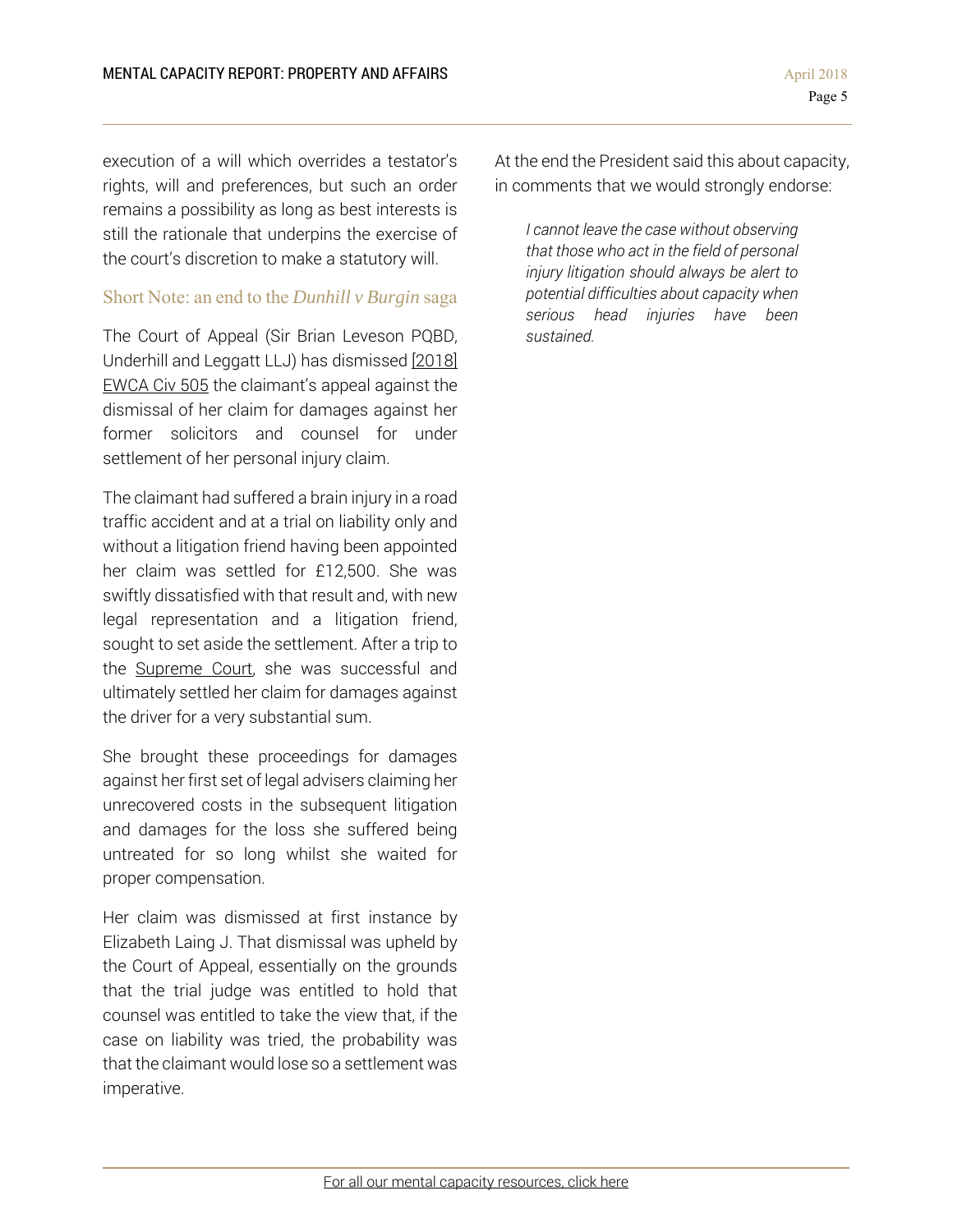execution of a will which overrides a testator's rights, will and preferences, but such an order remains a possibility as long as best interests is still the rationale that underpins the exercise of the court's discretion to make a statutory will.

### Short Note: an end to the *Dunhill v Burgin* saga

The Court of Appeal (Sir Brian Leveson PQBD, Underhill and Leggatt LLJ) has dismissed [2018] EWCA Civ 505 the claimant's appeal against the dismissal of her claim for damages against her former solicitors and counsel for under settlement of her personal injury claim.

The claimant had suffered a brain injury in a road traffic accident and at a trial on liability only and without a litigation friend having been appointed her claim was settled for £12,500. She was swiftly dissatisfied with that result and, with new legal representation and a litigation friend, sought to set aside the settlement. After a trip to the Supreme Court, she was successful and ultimately settled her claim for damages against the driver for a very substantial sum.

She brought these proceedings for damages against her first set of legal advisers claiming her unrecovered costs in the subsequent litigation and damages for the loss she suffered being untreated for so long whilst she waited for proper compensation.

Her claim was dismissed at first instance by Elizabeth Laing J. That dismissal was upheld by the Court of Appeal, essentially on the grounds that the trial judge was entitled to hold that counsel was entitled to take the view that, if the case on liability was tried, the probability was that the claimant would lose so a settlement was imperative.

At the end the President said this about capacity, in comments that we would strongly endorse:

> *I cannot leave the case without observing that those who act in the field of personal injury litigation should always be alert to potential difficulties about capacity when serious head injuries have been sustained.*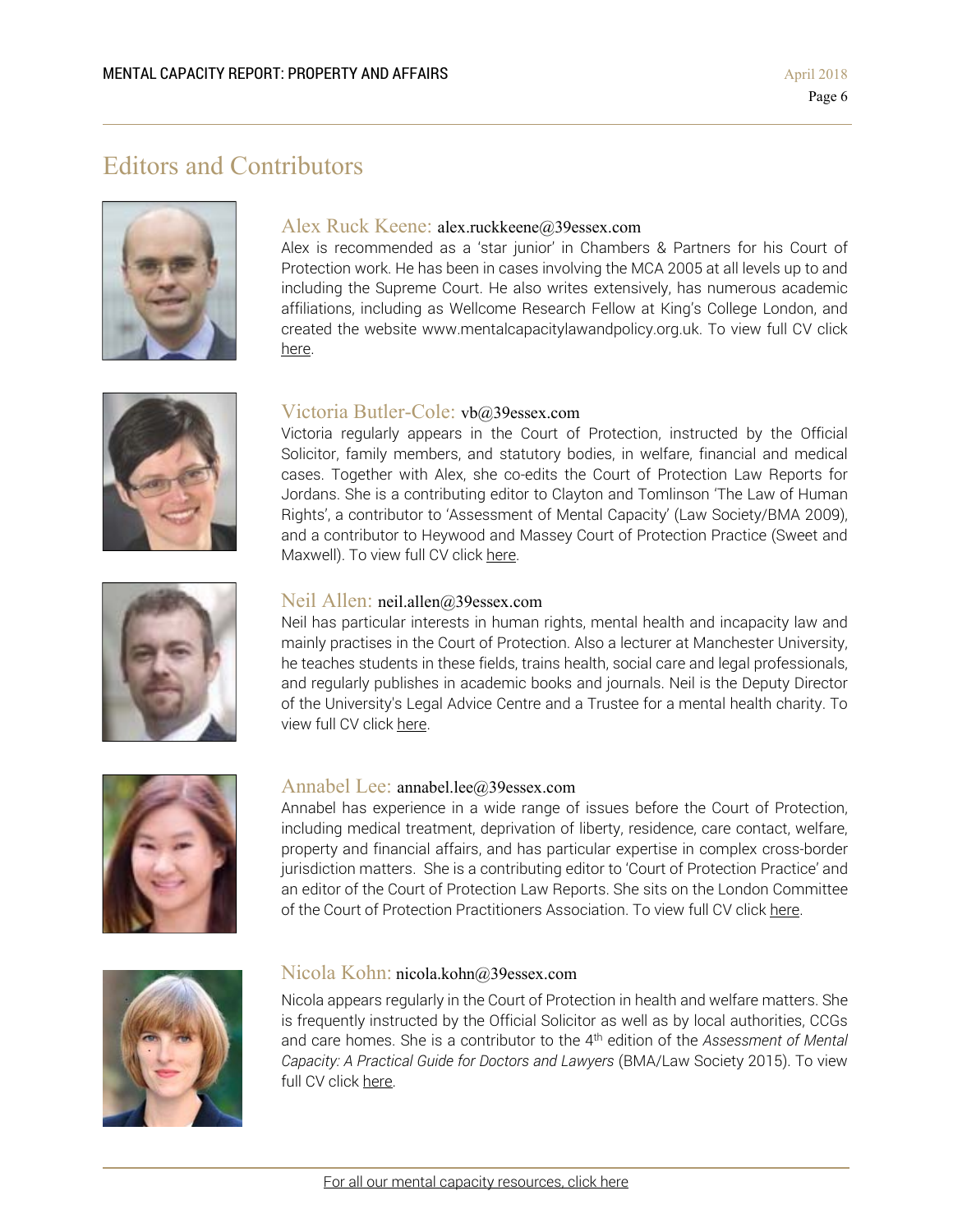# Editors and Contributors

### Alex Ruck Keene: alex.ruckkeene@39essex.com

Alex is recommended as a 'star junior' in Chambers & Partners for his Court of Protection work. He has been in cases involving the MCA 2005 at all levels up to and including the Supreme Court. He also writes extensively, has numerous academic affiliations, including as Wellcome Research Fellow at King's College London, and created the website www.mentalcapacitylawandpolicy.org.uk. To view full CV click here.

### Victoria Butler-Cole: vb@39essex.com

Victoria regularly appears in the Court of Protection, instructed by the Official Solicitor, family members, and statutory bodies, in welfare, financial and medical cases. Together with Alex, she co-edits the Court of Protection Law Reports for Jordans. She is a contributing editor to Clayton and Tomlinson 'The Law of Human Rights', a contributor to 'Assessment of Mental Capacity' (Law Society/BMA 2009), and a contributor to Heywood and Massey Court of Protection Practice (Sweet and Maxwell). To view full CV click here.

### Neil Allen: neil.allen@39essex.com

Neil has particular interests in human rights, mental health and incapacity law and mainly practises in the Court of Protection. Also a lecturer at Manchester University, he teaches students in these fields, trains health, social care and legal professionals, and regularly publishes in academic books and journals. Neil is the Deputy Director of the University's Legal Advice Centre and a Trustee for a mental health charity. To view full CV click here.

### Annabel Lee: annabel.lee@39essex.com

Annabel has experience in a wide range of issues before the Court of Protection, including medical treatment, deprivation of liberty, residence, care contact, welfare, property and financial affairs, and has particular expertise in complex cross-border jurisdiction matters. She is a contributing editor to 'Court of Protection Practice' and an editor of the Court of Protection Law Reports. She sits on the London Committee of the Court of Protection Practitioners Association. To view full CV click here.

### Nicola Kohn: nicola.kohn@39essex.com

Nicola appears regularly in the Court of Protection in health and welfare matters. She is frequently instructed by the Official Solicitor as well as by local authorities, CCGs and care homes. She is a contributor to the 4th edition of the *Assessment of Mental Capacity: A Practical Guide for Doctors and Lawyers* (BMA/Law Society 2015). To view full CV click here.

For all our mental capacity resources, click here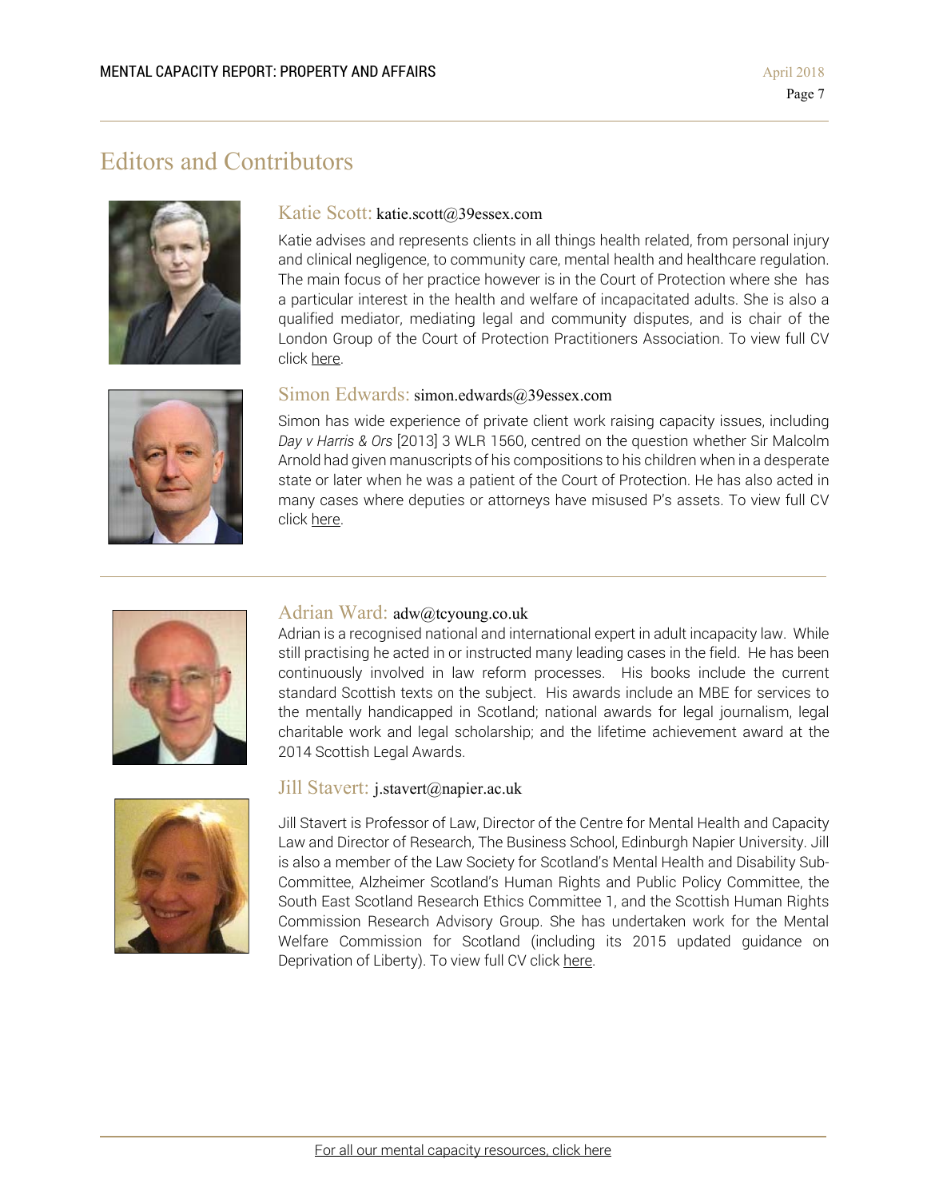# Editors and Contributors

### Katie Scott: katie.scott@39essex.com

Katie advises and represents clients in all things health related, from personal injury and clinical negligence, to community care, mental health and healthcare regulation. The main focus of her practice however is in the Court of Protection where she has a particular interest in the health and welfare of incapacitated adults. She is also a qualified mediator, mediating legal and community disputes, and is chair of the London Group of the Court of Protection Practitioners Association. To view full CV click here.

### Simon Edwards: simon.edwards@39essex.com

Simon has wide experience of private client work raising capacity issues, including *Day v Harris & Ors* [2013] 3 WLR 1560, centred on the question whether Sir Malcolm Arnold had given manuscripts of his compositions to his children when in a desperate state or later when he was a patient of the Court of Protection. He has also acted in many cases where deputies or attorneys have misused P's assets. To view full CV click here.

### Adrian Ward: adw@tcyoung.co.uk

Adrian is a recognised national and international expert in adult incapacity law. While still practising he acted in or instructed many leading cases in the field. He has been continuously involved in law reform processes. His books include the current standard Scottish texts on the subject. His awards include an MBE for services to the mentally handicapped in Scotland; national awards for legal journalism, legal charitable work and legal scholarship; and the lifetime achievement award at the 2014 Scottish Legal Awards.

### Jill Stavert: j.stavert@napier.ac.uk

Jill Stavert is Professor of Law, Director of the Centre for Mental Health and Capacity Law and Director of Research, The Business School, Edinburgh Napier University. Jill is also a member of the Law Society for Scotland's Mental Health and Disability Sub-Committee, Alzheimer Scotland's Human Rights and Public Policy Committee, the South East Scotland Research Ethics Committee 1, and the Scottish Human Rights Commission Research Advisory Group. She has undertaken work for the Mental Welfare Commission for Scotland (including its 2015 updated guidance on Deprivation of Liberty). To view full CV click here.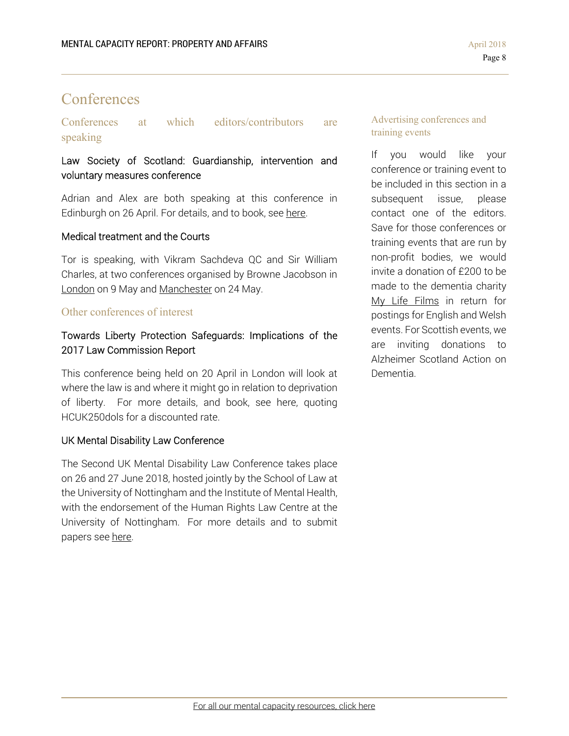# Conferences

## Conferences at which editors/contributors are speaking

### Law Society of Scotland: Guardianship, intervention and voluntary measures conference

Adrian and Alex are both speaking at this conference in Edinburgh on 26 April. For details, and to book, see here.

### Medical treatment and the Courts

Tor is speaking, with Vikram Sachdeva QC and Sir William Charles, at two conferences organised by Browne Jacobson in London on 9 May and Manchester on 24 May.

## Other conferences of interest

### Towards Liberty Protection Safeguards: Implications of the 2017 Law Commission Report

This conference being held on 20 April in London will look at where the law is and where it might go in relation to deprivation of liberty. For more details, and book, see here, quoting HCUK250dols for a discounted rate.

### UK Mental Disability Law Conference

The Second UK Mental Disability Law Conference takes place on 26 and 27 June 2018, hosted jointly by the School of Law at the University of Nottingham and the Institute of Mental Health, with the endorsement of the Human Rights Law Centre at the University of Nottingham. For more details and to submit papers see here.

## Advertising conferences and training events

If you would like your conference or training event to be included in this section in a subsequent issue, please contact one of the editors. Save for those conferences or training events that are run by non-profit bodies, we would invite a donation of £200 to be made to the dementia charity My Life Films in return for postings for English and Welsh events. For Scottish events, we are inviting donations to Alzheimer Scotland Action on Dementia.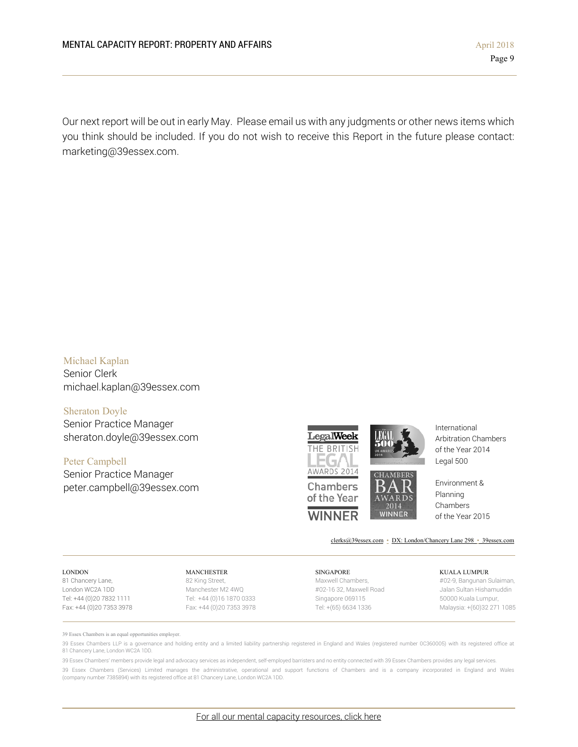Our next report will be out in early May. Please email us with any judgments or other news items which you think should be included. If you do not wish to receive this Report in the future please contact: marketing@39essex.com.

Michael Kaplan
Senior Clerk
michael.kaplan@39essex.com

Sheraton Doyle
Senior Practice Manager
sheraton.doyle@39essex.com

Peter Campbell
Senior Practice Manager
peter.campbell@39essex.com

International Arbitration Chambers of the Year 2014
Legal 500

Environment & Planning Chambers of the Year 2015

clerks@39essex.com • DX: London/Chancery Lane 298 • 39essex.com

LONDON
81 Chancery Lane,
London WC2A 1DD
Tel: +44 (0)20 7832 1111
Fax: +44 (0)20 7353 3978

MANCHESTER
82 King Street,
Manchester M2 4WQ
Tel: +44 (0)16 1870 0333
Fax: +44 (0)20 7353 3978

SINGAPORE
Maxwell Chambers,
#02-16 32, Maxwell Road
Singapore 069115
Tel: +(65) 6634 1336

KUALA LUMPUR
#02-9, Bangunan Sulaiman,
Jalan Sultan Hishamuddin
50000 Kuala Lumpur,
Malaysia: +(60)32 271 1085

39 Essex Chambers is an equal opportunities employer.

39 Essex Chambers LLP is a governance and holding entity and a limited liability partnership registered in England and Wales (registered number 0C360005) with its registered office at 81 Chancery Lane, London WC2A 1DD.

39 Essex Chambers' members provide legal and advocacy services as independent, self-employed barristers and no entity connected with 39 Essex Chambers provides any legal services.

39 Essex Chambers (Services) Limited manages the administrative, operational and support functions of Chambers and is a company incorporated in England and Wales (company number 7385894) with its registered office at 81 Chancery Lane, London WC2A 1DD.

For all our mental capacity resources, click here